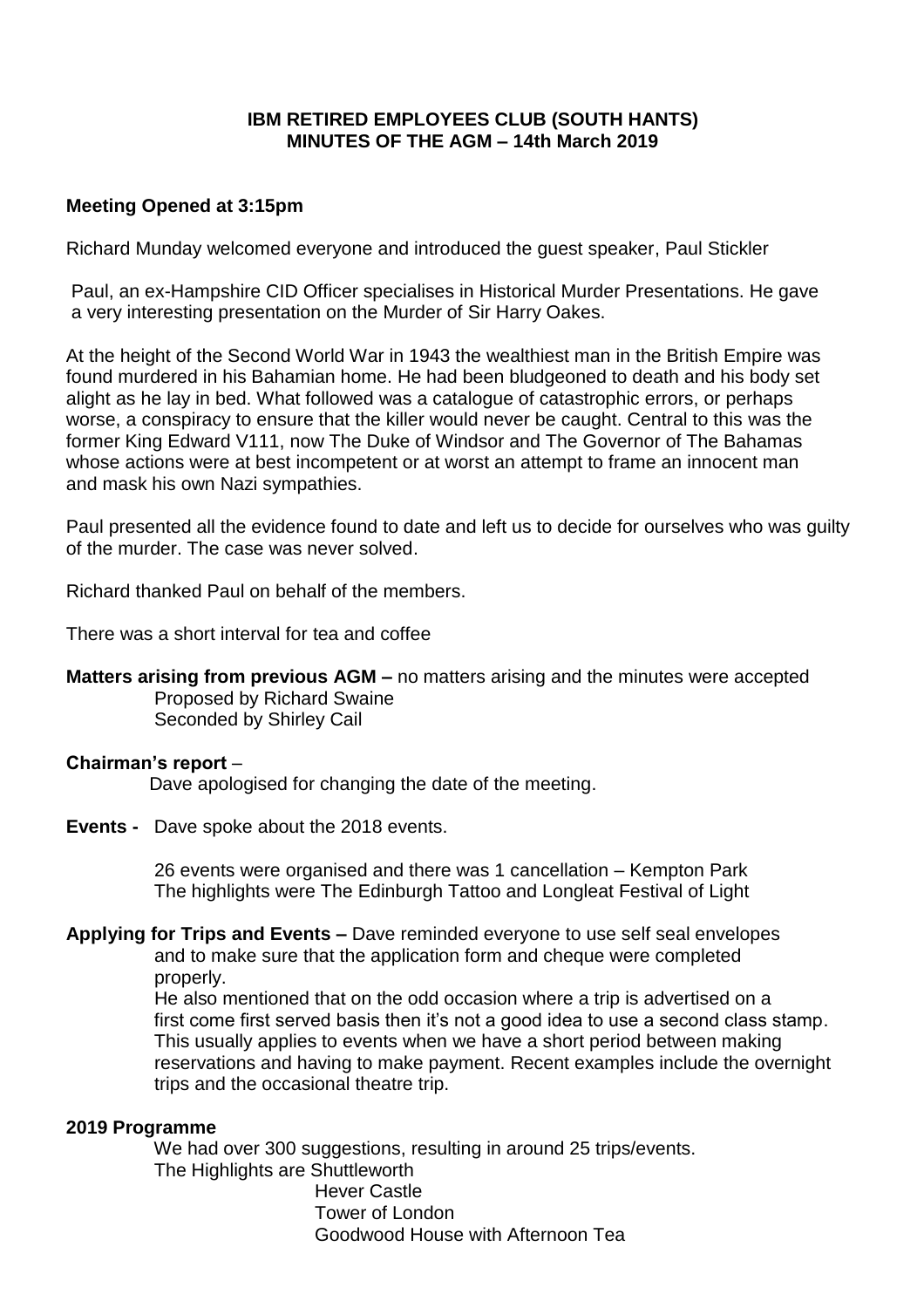**IBM RETIRED EMPLOYEES CLUB (SOUTH HANTS)**
**MINUTES OF THE AGM – 14th March 2019**

**Meeting Opened at 3:15pm**

Richard Munday welcomed everyone and introduced the guest speaker, Paul Stickler

Paul, an ex-Hampshire CID Officer specialises in Historical Murder Presentations. He gave a very interesting presentation on the Murder of Sir Harry Oakes.

At the height of the Second World War in 1943 the wealthiest man in the British Empire was found murdered in his Bahamian home. He had been bludgeoned to death and his body set alight as he lay in bed. What followed was a catalogue of catastrophic errors, or perhaps worse, a conspiracy to ensure that the killer would never be caught. Central to this was the former King Edward V111, now The Duke of Windsor and The Governor of The Bahamas whose actions were at best incompetent or at worst an attempt to frame an innocent man and mask his own Nazi sympathies.

Paul presented all the evidence found to date and left us to decide for ourselves who was guilty of the murder. The case was never solved.

Richard thanked Paul on behalf of the members.

There was a short interval for tea and coffee

**Matters arising from previous AGM –** no matters arising and the minutes were accepted
Proposed by Richard Swaine
Seconded by Shirley Cail

**Chairman's report** –

Dave apologised for changing the date of the meeting.

**Events -** Dave spoke about the 2018 events.

26 events were organised and there was 1 cancellation – Kempton Park
The highlights were The Edinburgh Tattoo and Longleat Festival of Light

**Applying for Trips and Events –** Dave reminded everyone to use self seal envelopes and to make sure that the application form and cheque were completed properly.

He also mentioned that on the odd occasion where a trip is advertised on a first come first served basis then it's not a good idea to use a second class stamp. This usually applies to events when we have a short period between making reservations and having to make payment. Recent examples include the overnight trips and the occasional theatre trip.

**2019 Programme**

We had over 300 suggestions, resulting in around 25 trips/events.
The Highlights are Shuttleworth
Hever Castle
Tower of London
Goodwood House with Afternoon Tea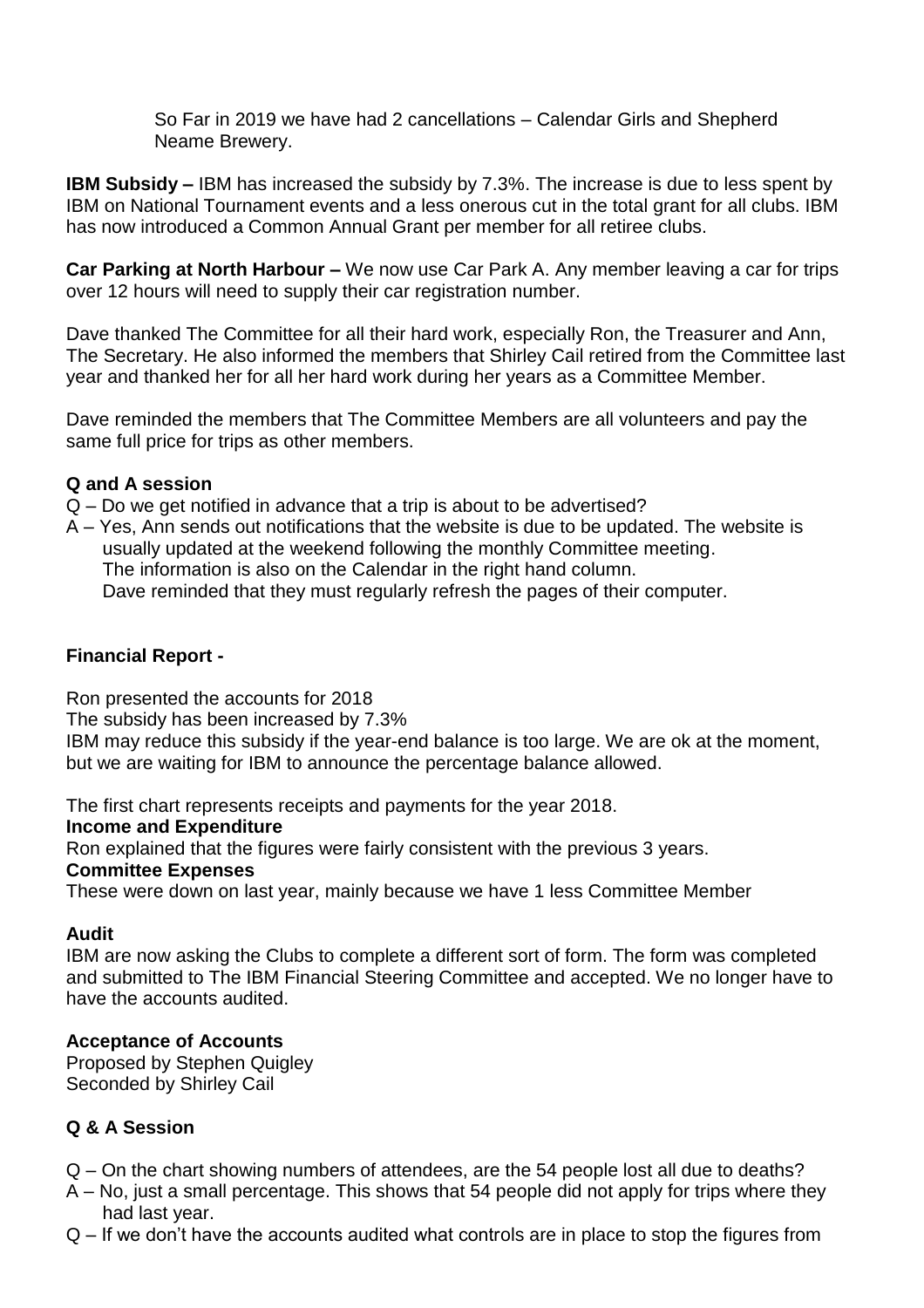So Far in 2019 we have had 2 cancellations – Calendar Girls and Shepherd Neame Brewery.

**IBM Subsidy –** IBM has increased the subsidy by 7.3%. The increase is due to less spent by IBM on National Tournament events and a less onerous cut in the total grant for all clubs. IBM has now introduced a Common Annual Grant per member for all retiree clubs.

**Car Parking at North Harbour –** We now use Car Park A. Any member leaving a car for trips over 12 hours will need to supply their car registration number.

Dave thanked The Committee for all their hard work, especially Ron, the Treasurer and Ann, The Secretary. He also informed the members that Shirley Cail retired from the Committee last year and thanked her for all her hard work during her years as a Committee Member.

Dave reminded the members that The Committee Members are all volunteers and pay the same full price for trips as other members.

**Q and A session**

Q – Do we get notified in advance that a trip is about to be advertised?
A – Yes, Ann sends out notifications that the website is due to be updated. The website is usually updated at the weekend following the monthly Committee meeting.
The information is also on the Calendar in the right hand column.
Dave reminded that they must regularly refresh the pages of their computer.

**Financial Report -**

Ron presented the accounts for 2018
The subsidy has been increased by 7.3%
IBM may reduce this subsidy if the year-end balance is too large. We are ok at the moment, but we are waiting for IBM to announce the percentage balance allowed.

The first chart represents receipts and payments for the year 2018.

**Income and Expenditure**

Ron explained that the figures were fairly consistent with the previous 3 years.

**Committee Expenses**

These were down on last year, mainly because we have 1 less Committee Member

**Audit**

IBM are now asking the Clubs to complete a different sort of form. The form was completed and submitted to The IBM Financial Steering Committee and accepted. We no longer have to have the accounts audited.

**Acceptance of Accounts**

Proposed by Stephen Quigley
Seconded by Shirley Cail

**Q & A Session**

Q – On the chart showing numbers of attendees, are the 54 people lost all due to deaths?
A – No, just a small percentage. This shows that 54 people did not apply for trips where they had last year.
Q – If we don't have the accounts audited what controls are in place to stop the figures from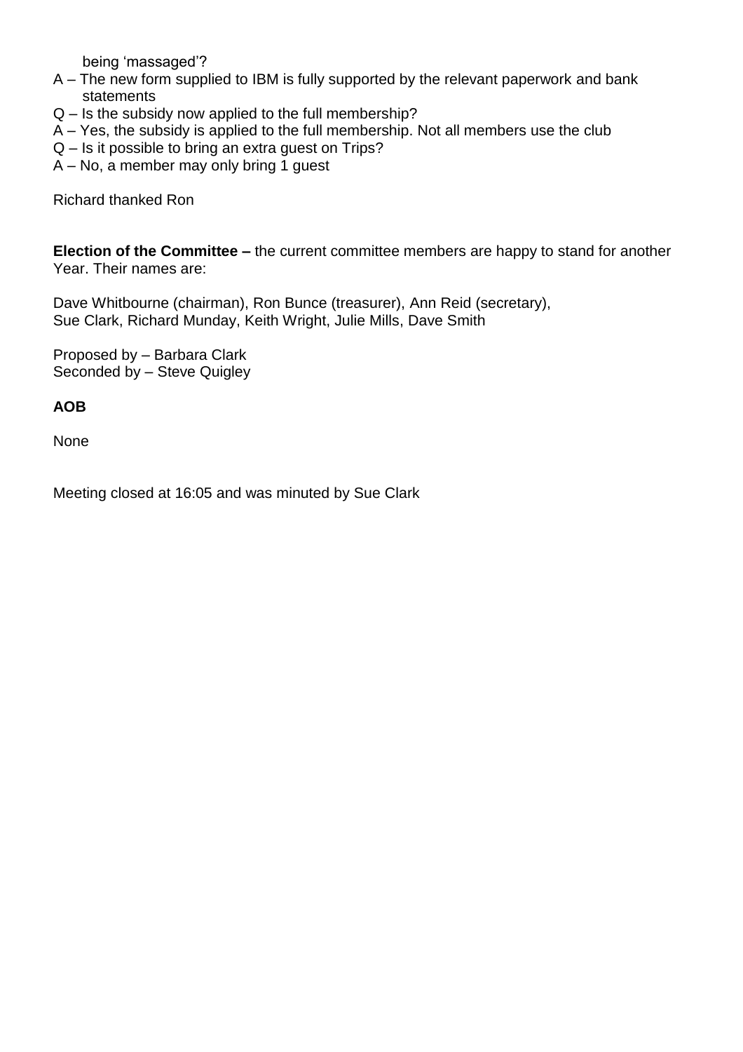being 'massaged'?

A – The new form supplied to IBM is fully supported by the relevant paperwork and bank statements

Q – Is the subsidy now applied to the full membership?

A – Yes, the subsidy is applied to the full membership. Not all members use the club

Q – Is it possible to bring an extra guest on Trips?

A – No, a member may only bring 1 guest

Richard thanked Ron

**Election of the Committee –** the current committee members are happy to stand for another Year. Their names are:

Dave Whitbourne (chairman), Ron Bunce (treasurer), Ann Reid (secretary), Sue Clark, Richard Munday, Keith Wright, Julie Mills, Dave Smith

Proposed by – Barbara Clark
Seconded by – Steve Quigley

**AOB**

None

Meeting closed at 16:05 and was minuted by Sue Clark